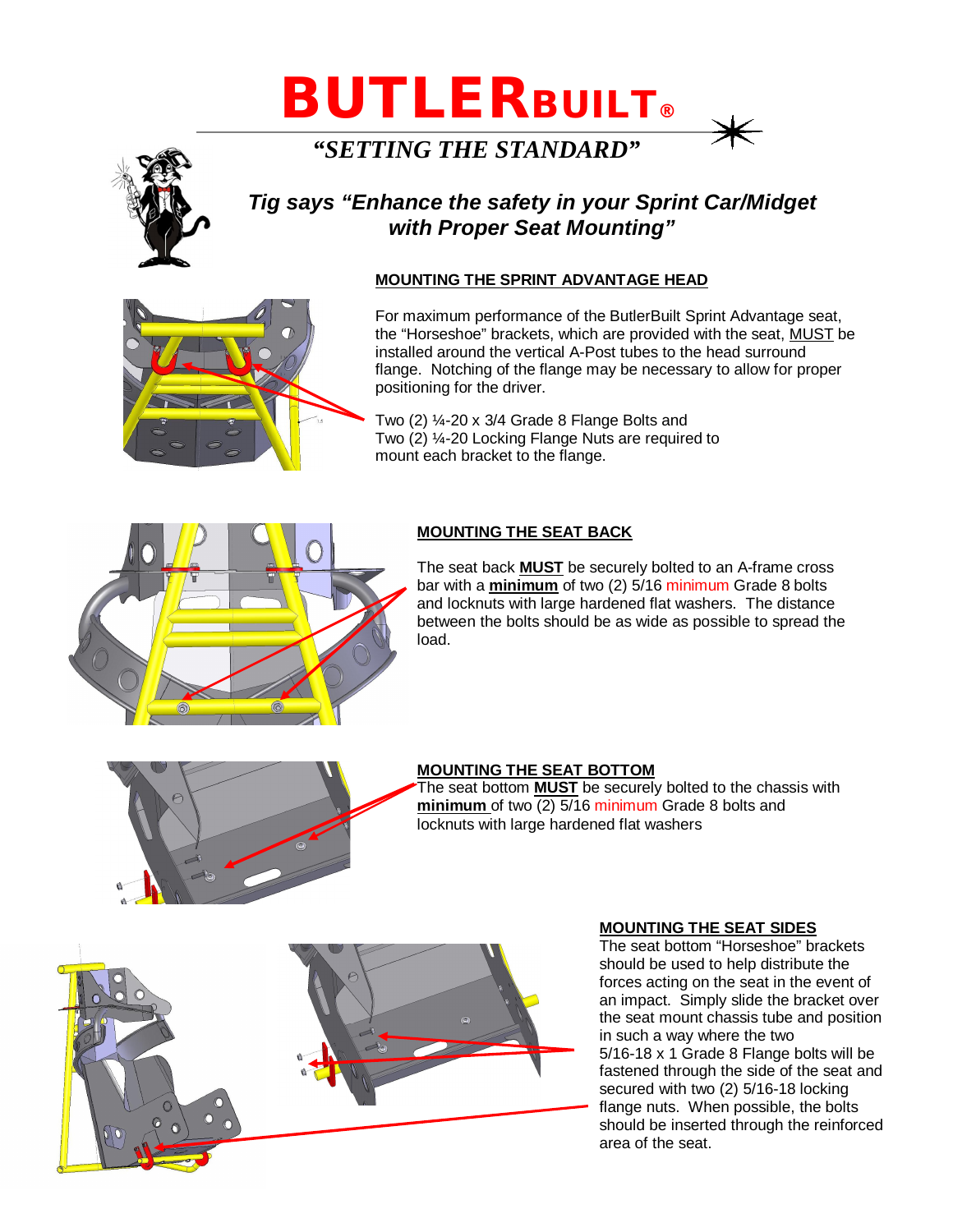# BUTLERBUILT®

*"SETTING THE STANDARD"*

## *Tig says "Enhance the safety in your Sprint Car/Midget with Proper Seat Mounting"*

### MOUNTING THE SPRINT ADVANTAGE HEAD

For maximum performance of the ButlerBuilt Sprint Advantage seat, the "Horseshoe" brackets, which are provided with the seat, MUST be installed around the vertical A-Post tubes to the head surround flange. Notching of the flange may be necessary to allow for proper positioning for the driver.

Two (2) ¼-20 x 3/4 Grade 8 Flange Bolts and Two (2) ¼-20 Locking Flange Nuts are required to mount each bracket to the flange.

### MOUNTING THE SEAT BACK

The seat back **MUST** be securely bolted to an A-frame cross bar with a **minimum** of two (2) 5/16 minimum Grade 8 bolts and locknuts with large hardened flat washers. The distance between the bolts should be as wide as possible to spread the load.

### MOUNTING THE SEAT BOTTOM

The seat bottom **MUST** be securely bolted to the chassis with **minimum** of two (2) 5/16 minimum Grade 8 bolts and locknuts with large hardened flat washers

### MOUNTING THE SEAT SIDES

The seat bottom "Horseshoe" brackets should be used to help distribute the forces acting on the seat in the event of an impact. Simply slide the bracket over the seat mount chassis tube and position in such a way where the two 5/16-18 x 1 Grade 8 Flange bolts will be fastened through the side of the seat and secured with two (2) 5/16-18 locking flange nuts. When possible, the bolts should be inserted through the reinforced area of the seat.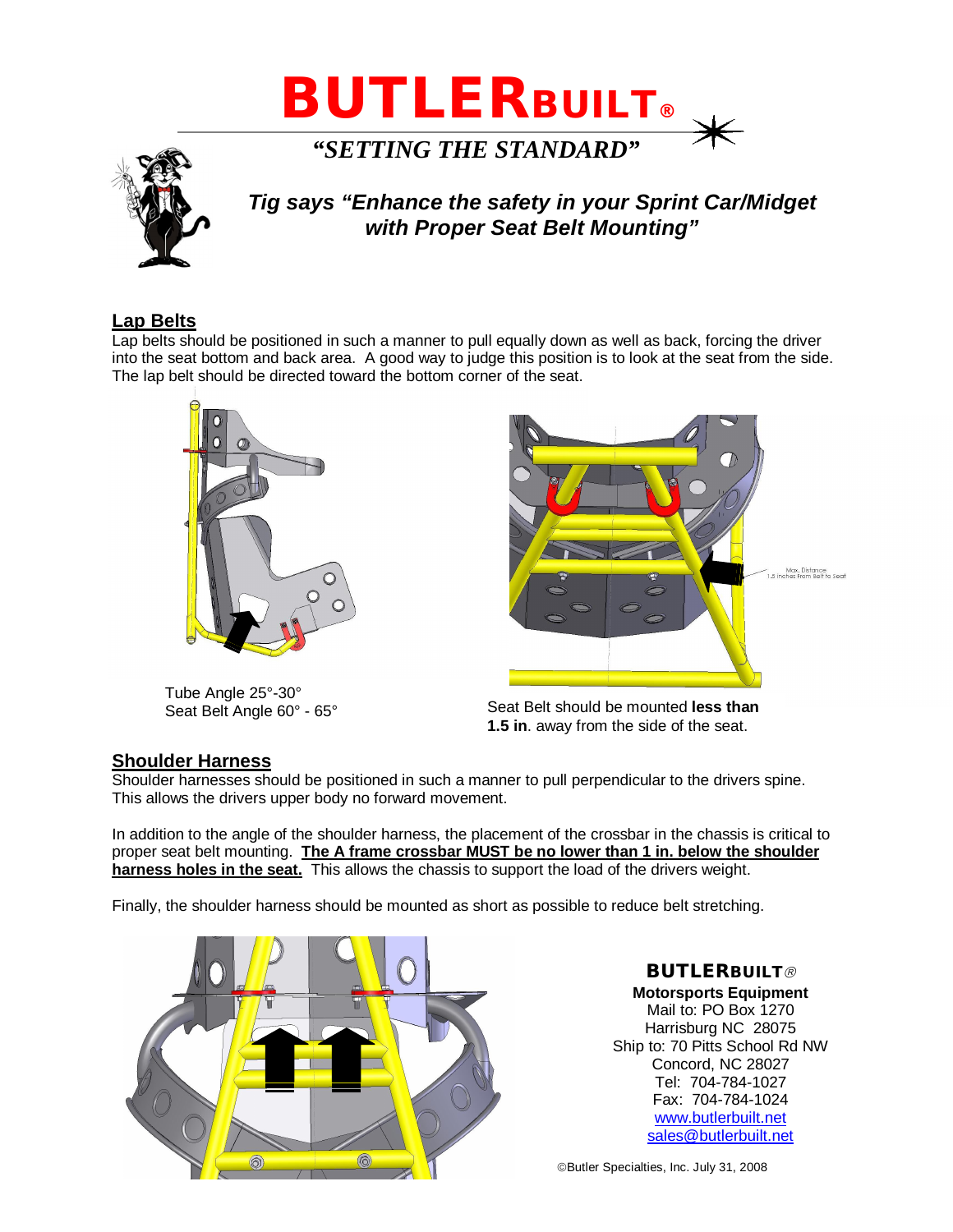# BUTLERBUILT®

## *"SETTING THE STANDARD"*

### *Tig says "Enhance the safety in your Sprint Car/Midget with Proper Seat Belt Mounting"*

## Lap Belts

Lap belts should be positioned in such a manner to pull equally down as well as back, forcing the driver into the seat bottom and back area. A good way to judge this position is to look at the seat from the side. The lap belt should be directed toward the bottom corner of the seat.

Max. Distance 1.5 inches From Belt to Seat

Tube Angle 25°-30°
Seat Belt Angle 60° - 65°

Seat Belt should be mounted **less than 1.5 in**. away from the side of the seat.

## Shoulder Harness

Shoulder harnesses should be positioned in such a manner to pull perpendicular to the drivers spine. This allows the drivers upper body no forward movement.

In addition to the angle of the shoulder harness, the placement of the crossbar in the chassis is critical to proper seat belt mounting. **<u>The A frame crossbar MUST be no lower than 1 in. below the shoulder harness holes in the seat.</u>** This allows the chassis to support the load of the drivers weight.

Finally, the shoulder harness should be mounted as short as possible to reduce belt stretching.

**BUTLERBUILT®**
**Motorsports Equipment**
Mail to: PO Box 1270
Harrisburg NC 28075
Ship to: 70 Pitts School Rd NW
Concord, NC 28027
Tel: 704-784-1027
Fax: 704-784-1024
www.butlerbuilt.net
sales@butlerbuilt.net

©Butler Specialties, Inc. July 31, 2008